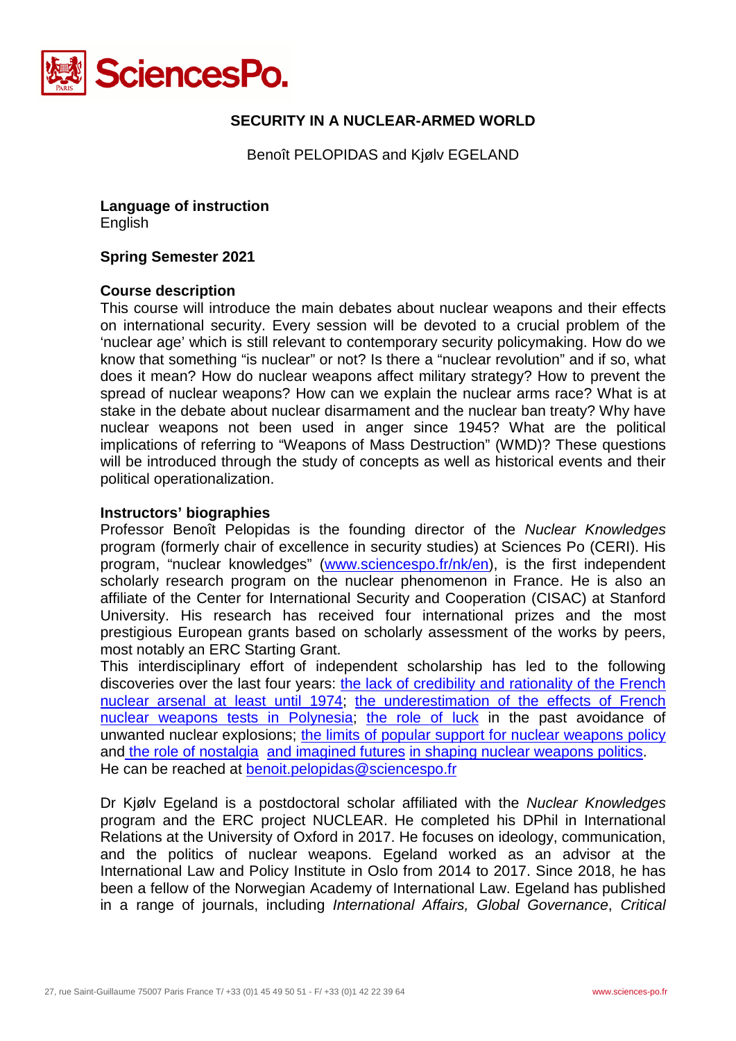# SECURITY IN A NUCLEAR-ARMED WORLD

Benoît PELOPIDAS and Kjølv EGELAND

**Language of instruction**
English

**Spring Semester 2021**

**Course description**

This course will introduce the main debates about nuclear weapons and their effects on international security. Every session will be devoted to a crucial problem of the 'nuclear age' which is still relevant to contemporary security policymaking. How do we know that something "is nuclear" or not? Is there a "nuclear revolution" and if so, what does it mean? How do nuclear weapons affect military strategy? How to prevent the spread of nuclear weapons? How can we explain the nuclear arms race? What is at stake in the debate about nuclear disarmament and the nuclear ban treaty? Why have nuclear weapons not been used in anger since 1945? What are the political implications of referring to "Weapons of Mass Destruction" (WMD)? These questions will be introduced through the study of concepts as well as historical events and their political operationalization.

**Instructors' biographies**

Professor Benoît Pelopidas is the founding director of the *Nuclear Knowledges* program (formerly chair of excellence in security studies) at Sciences Po (CERI). His program, "nuclear knowledges" (www.sciencespo.fr/nk/en), is the first independent scholarly research program on the nuclear phenomenon in France. He is also an affiliate of the Center for International Security and Cooperation (CISAC) at Stanford University. His research has received four international prizes and the most prestigious European grants based on scholarly assessment of the works by peers, most notably an ERC Starting Grant.

This interdisciplinary effort of independent scholarship has led to the following discoveries over the last four years: the lack of credibility and rationality of the French nuclear arsenal at least until 1974; the underestimation of the effects of French nuclear weapons tests in Polynesia; the role of luck in the past avoidance of unwanted nuclear explosions; the limits of popular support for nuclear weapons policy and the role of nostalgia and imagined futures in shaping nuclear weapons politics.
He can be reached at benoit.pelopidas@sciencespo.fr

Dr Kjølv Egeland is a postdoctoral scholar affiliated with the *Nuclear Knowledges* program and the ERC project NUCLEAR. He completed his DPhil in International Relations at the University of Oxford in 2017. He focuses on ideology, communication, and the politics of nuclear weapons. Egeland worked as an advisor at the International Law and Policy Institute in Oslo from 2014 to 2017. Since 2018, he has been a fellow of the Norwegian Academy of International Law. Egeland has published in a range of journals, including *International Affairs, Global Governance*, *Critical*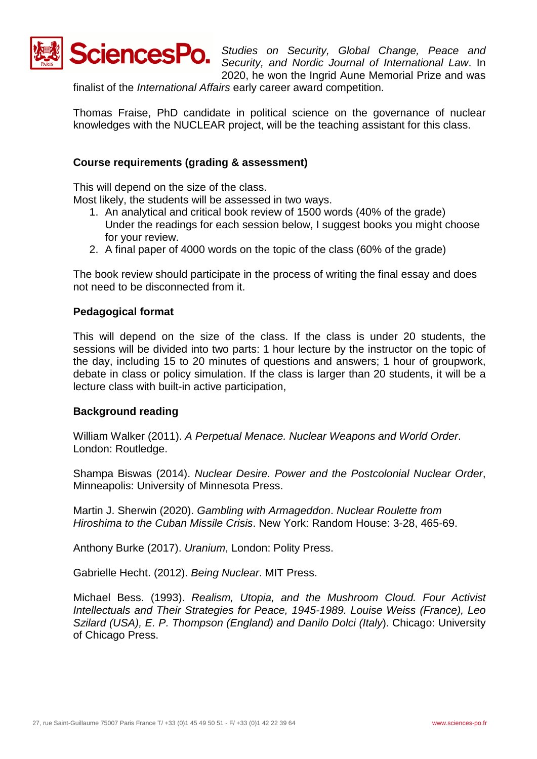*Studies on Security, Global Change, Peace and Security, and Nordic Journal of International Law*. In 2020, he won the Ingrid Aune Memorial Prize and was finalist of the *International Affairs* early career award competition.

Thomas Fraise, PhD candidate in political science on the governance of nuclear knowledges with the NUCLEAR project, will be the teaching assistant for this class.

**Course requirements (grading & assessment)**

This will depend on the size of the class.
Most likely, the students will be assessed in two ways.

1. An analytical and critical book review of 1500 words (40% of the grade) Under the readings for each session below, I suggest books you might choose for your review.
2. A final paper of 4000 words on the topic of the class (60% of the grade)

The book review should participate in the process of writing the final essay and does not need to be disconnected from it.

**Pedagogical format**

This will depend on the size of the class. If the class is under 20 students, the sessions will be divided into two parts: 1 hour lecture by the instructor on the topic of the day, including 15 to 20 minutes of questions and answers; 1 hour of groupwork, debate in class or policy simulation. If the class is larger than 20 students, it will be a lecture class with built-in active participation,

**Background reading**

William Walker (2011). *A Perpetual Menace. Nuclear Weapons and World Order*. London: Routledge.

Shampa Biswas (2014). *Nuclear Desire. Power and the Postcolonial Nuclear Order*, Minneapolis: University of Minnesota Press.

Martin J. Sherwin (2020). *Gambling with Armageddon*. *Nuclear Roulette from Hiroshima to the Cuban Missile Crisis*. New York: Random House: 3-28, 465-69.

Anthony Burke (2017). *Uranium*, London: Polity Press.

Gabrielle Hecht. (2012). *Being Nuclear*. MIT Press.

Michael Bess. (1993). *Realism, Utopia, and the Mushroom Cloud. Four Activist Intellectuals and Their Strategies for Peace, 1945-1989. Louise Weiss (France), Leo Szilard (USA), E. P. Thompson (England) and Danilo Dolci (Italy*). Chicago: University of Chicago Press.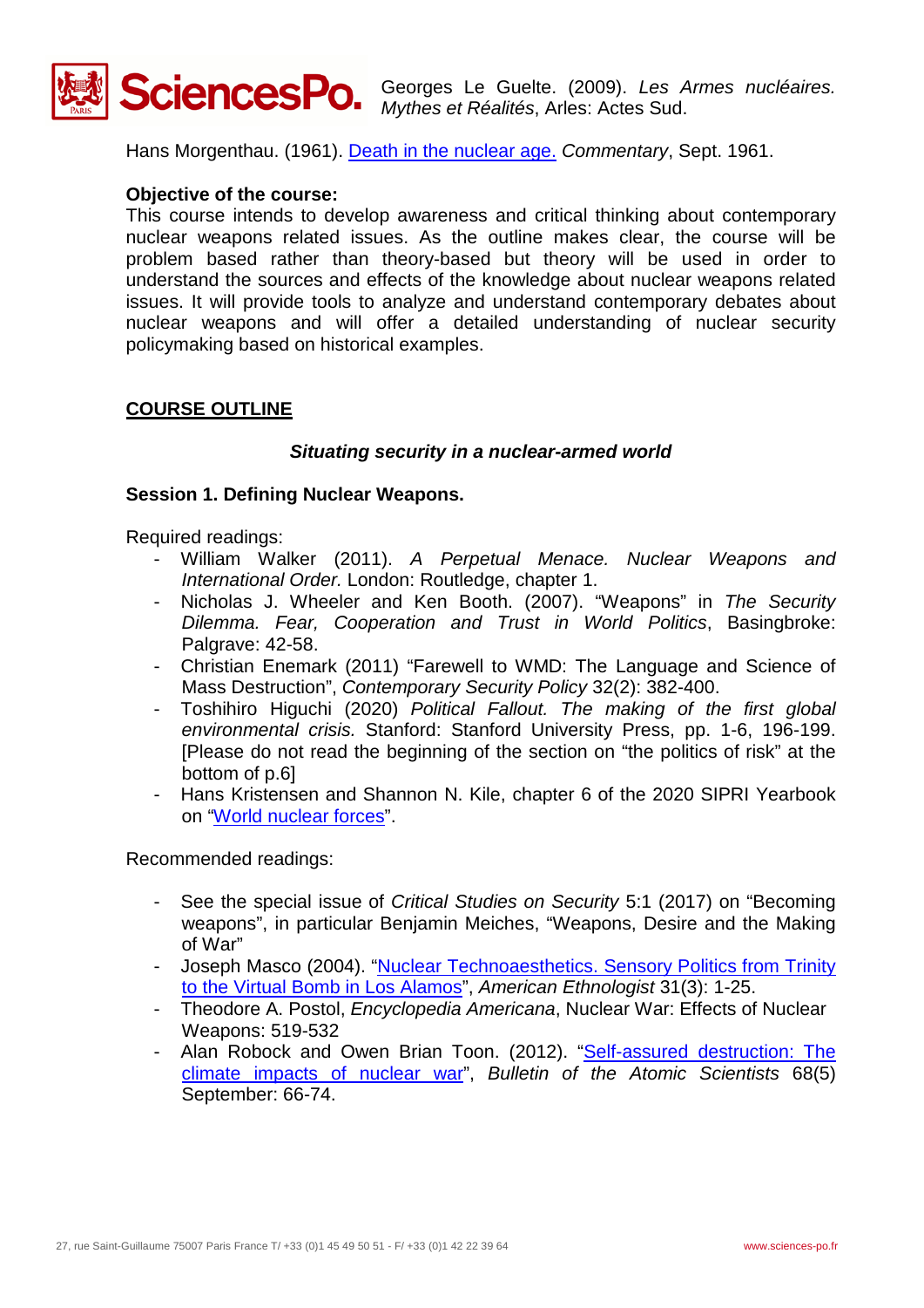Georges Le Guelte. (2009). *Les Armes nucléaires. Mythes et Réalités*, Arles: Actes Sud.

Hans Morgenthau. (1961). Death in the nuclear age. *Commentary*, Sept. 1961.

**Objective of the course:**
This course intends to develop awareness and critical thinking about contemporary nuclear weapons related issues. As the outline makes clear, the course will be problem based rather than theory-based but theory will be used in order to understand the sources and effects of the knowledge about nuclear weapons related issues. It will provide tools to analyze and understand contemporary debates about nuclear weapons and will offer a detailed understanding of nuclear security policymaking based on historical examples.

## COURSE OUTLINE

### *Situating security in a nuclear-armed world*

### Session 1. Defining Nuclear Weapons.

Required readings:

- William Walker (2011). *A Perpetual Menace. Nuclear Weapons and International Order.* London: Routledge, chapter 1.
- Nicholas J. Wheeler and Ken Booth. (2007). "Weapons" in *The Security Dilemma. Fear, Cooperation and Trust in World Politics*, Basingbroke: Palgrave: 42-58.
- Christian Enemark (2011) "Farewell to WMD: The Language and Science of Mass Destruction", *Contemporary Security Policy* 32(2): 382-400.
- Toshihiro Higuchi (2020) *Political Fallout. The making of the first global environmental crisis.* Stanford: Stanford University Press, pp. 1-6, 196-199. [Please do not read the beginning of the section on "the politics of risk" at the bottom of p.6]
- Hans Kristensen and Shannon N. Kile, chapter 6 of the 2020 SIPRI Yearbook on "World nuclear forces".

Recommended readings:

- See the special issue of *Critical Studies on Security* 5:1 (2017) on "Becoming weapons", in particular Benjamin Meiches, "Weapons, Desire and the Making of War"
- Joseph Masco (2004). "Nuclear Technoaesthetics. Sensory Politics from Trinity to the Virtual Bomb in Los Alamos", *American Ethnologist* 31(3): 1-25.
- Theodore A. Postol, *Encyclopedia Americana*, Nuclear War: Effects of Nuclear Weapons: 519-532
- Alan Robock and Owen Brian Toon. (2012). "Self-assured destruction: The climate impacts of nuclear war", *Bulletin of the Atomic Scientists* 68(5) September: 66-74.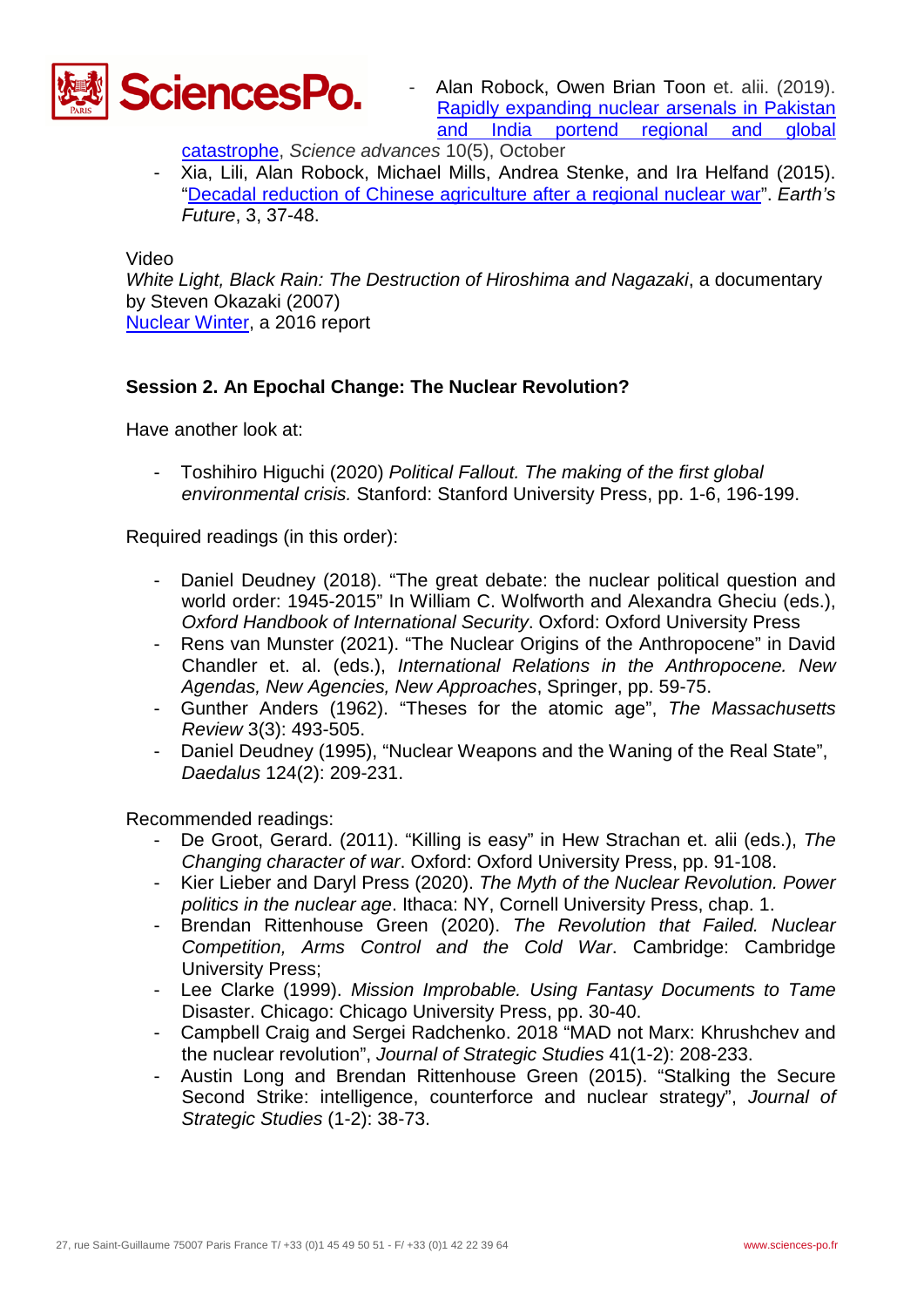- Alan Robock, Owen Brian Toon et. alii. (2019). Rapidly expanding nuclear arsenals in Pakistan and India portend regional and global catastrophe, *Science advances* 10(5), October
- Xia, Lili, Alan Robock, Michael Mills, Andrea Stenke, and Ira Helfand (2015). "Decadal reduction of Chinese agriculture after a regional nuclear war". *Earth's Future*, 3, 37-48.

Video

*White Light, Black Rain: The Destruction of Hiroshima and Nagazaki*, a documentary by Steven Okazaki (2007)

Nuclear Winter, a 2016 report

**Session 2. An Epochal Change: The Nuclear Revolution?**

Have another look at:

- Toshihiro Higuchi (2020) *Political Fallout. The making of the first global environmental crisis.* Stanford: Stanford University Press, pp. 1-6, 196-199.

Required readings (in this order):

- Daniel Deudney (2018). "The great debate: the nuclear political question and world order: 1945-2015" In William C. Wolfworth and Alexandra Gheciu (eds.), *Oxford Handbook of International Security*. Oxford: Oxford University Press
- Rens van Munster (2021). "The Nuclear Origins of the Anthropocene" in David Chandler et. al. (eds.), *International Relations in the Anthropocene. New Agendas, New Agencies, New Approaches*, Springer, pp. 59-75.
- Gunther Anders (1962). "Theses for the atomic age", *The Massachusetts Review* 3(3): 493-505.
- Daniel Deudney (1995), "Nuclear Weapons and the Waning of the Real State", *Daedalus* 124(2): 209-231.

Recommended readings:

- De Groot, Gerard. (2011). "Killing is easy" in Hew Strachan et. alii (eds.), *The Changing character of war*. Oxford: Oxford University Press, pp. 91-108.
- Kier Lieber and Daryl Press (2020). *The Myth of the Nuclear Revolution. Power politics in the nuclear age*. Ithaca: NY, Cornell University Press, chap. 1.
- Brendan Rittenhouse Green (2020). *The Revolution that Failed. Nuclear Competition, Arms Control and the Cold War*. Cambridge: Cambridge University Press;
- Lee Clarke (1999). *Mission Improbable. Using Fantasy Documents to Tame* Disaster. Chicago: Chicago University Press, pp. 30-40.
- Campbell Craig and Sergei Radchenko. 2018 "MAD not Marx: Khrushchev and the nuclear revolution", *Journal of Strategic Studies* 41(1-2): 208-233.
- Austin Long and Brendan Rittenhouse Green (2015). "Stalking the Secure Second Strike: intelligence, counterforce and nuclear strategy", *Journal of Strategic Studies* (1-2): 38-73.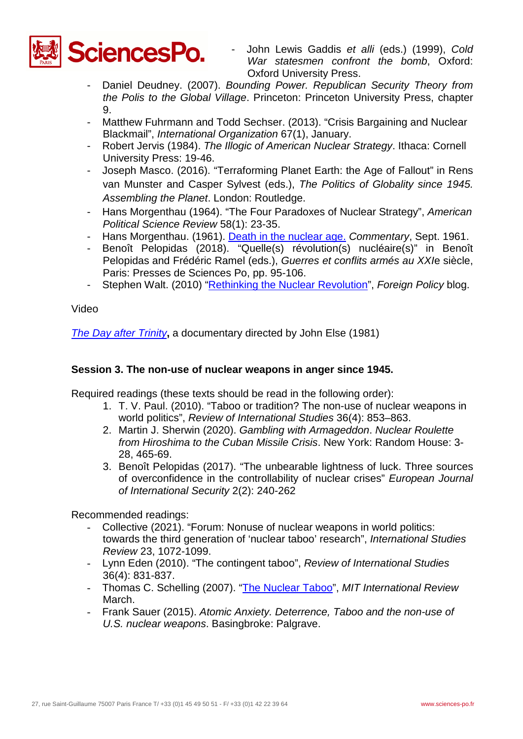- John Lewis Gaddis *et alli* (eds.) (1999), *Cold War statesmen confront the bomb*, Oxford: Oxford University Press.
- Daniel Deudney. (2007). *Bounding Power. Republican Security Theory from the Polis to the Global Village*. Princeton: Princeton University Press, chapter 9.
- Matthew Fuhrmann and Todd Sechser. (2013). "Crisis Bargaining and Nuclear Blackmail", *International Organization* 67(1), January.
- Robert Jervis (1984). *The Illogic of American Nuclear Strategy*. Ithaca: Cornell University Press: 19-46.
- Joseph Masco. (2016). "Terraforming Planet Earth: the Age of Fallout" in Rens van Munster and Casper Sylvest (eds.), *The Politics of Globality since 1945. Assembling the Planet*. London: Routledge.
- Hans Morgenthau (1964). "The Four Paradoxes of Nuclear Strategy", *American Political Science Review* 58(1): 23-35.
- Hans Morgenthau. (1961). Death in the nuclear age. *Commentary*, Sept. 1961.
- Benoît Pelopidas (2018). "Quelle(s) révolution(s) nucléaire(s)" in Benoît Pelopidas and Frédéric Ramel (eds.), *Guerres et conflits armés au XXIe siècle*, Paris: Presses de Sciences Po, pp. 95-106.
- Stephen Walt. (2010) "Rethinking the Nuclear Revolution", *Foreign Policy* blog.

Video

*The Day after Trinity*, a documentary directed by John Else (1981)

**Session 3. The non-use of nuclear weapons in anger since 1945.**

Required readings (these texts should be read in the following order):

1. T. V. Paul. (2010). "Taboo or tradition? The non-use of nuclear weapons in world politics", *Review of International Studies* 36(4): 853–863.
2. Martin J. Sherwin (2020). *Gambling with Armageddon*. *Nuclear Roulette from Hiroshima to the Cuban Missile Crisis*. New York: Random House: 3-28, 465-69.
3. Benoît Pelopidas (2017). "The unbearable lightness of luck. Three sources of overconfidence in the controllability of nuclear crises" *European Journal of International Security* 2(2): 240-262

Recommended readings:

- Collective (2021). "Forum: Nonuse of nuclear weapons in world politics: towards the third generation of 'nuclear taboo' research", *International Studies Review* 23, 1072-1099.
- Lynn Eden (2010). "The contingent taboo", *Review of International Studies* 36(4): 831-837.
- Thomas C. Schelling (2007). "The Nuclear Taboo", *MIT International Review* March.
- Frank Sauer (2015). *Atomic Anxiety. Deterrence, Taboo and the non-use of U.S. nuclear weapons*. Basingbroke: Palgrave.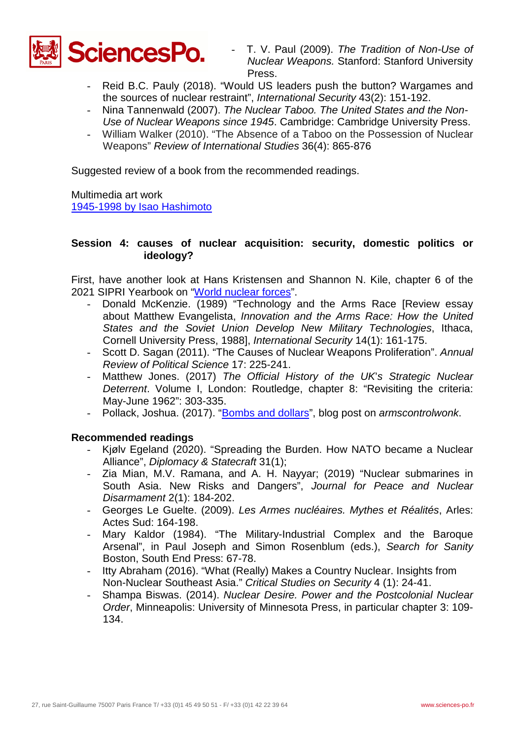- T. V. Paul (2009). *The Tradition of Non-Use of Nuclear Weapons.* Stanford: Stanford University Press.
- Reid B.C. Pauly (2018). "Would US leaders push the button? Wargames and the sources of nuclear restraint", *International Security* 43(2): 151-192.
- Nina Tannenwald (2007). *The Nuclear Taboo. The United States and the Non-Use of Nuclear Weapons since 1945*. Cambridge: Cambridge University Press.
- William Walker (2010). "The Absence of a Taboo on the Possession of Nuclear Weapons" *Review of International Studies* 36(4): 865-876

Suggested review of a book from the recommended readings.

Multimedia art work
[1945-1998 by Isao Hashimoto]

### Session 4: causes of nuclear acquisition: security, domestic politics or ideology?

First, have another look at Hans Kristensen and Shannon N. Kile, chapter 6 of the 2021 SIPRI Yearbook on "[World nuclear forces]".

- Donald McKenzie. (1989) "Technology and the Arms Race [Review essay about Matthew Evangelista, *Innovation and the Arms Race: How the United States and the Soviet Union Develop New Military Technologies*, Ithaca, Cornell University Press, 1988], *International Security* 14(1): 161-175.
- Scott D. Sagan (2011). "The Causes of Nuclear Weapons Proliferation". *Annual Review of Political Science* 17: 225-241.
- Matthew Jones. (2017) *The Official History of the UK's Strategic Nuclear Deterrent*. Volume I, London: Routledge, chapter 8: "Revisiting the criteria: May-June 1962": 303-335.
- Pollack, Joshua. (2017). "[Bombs and dollars]", blog post on *armscontrolwonk*.

**Recommended readings**

- Kjølv Egeland (2020). "Spreading the Burden. How NATO became a Nuclear Alliance", *Diplomacy & Statecraft* 31(1);
- Zia Mian, M.V. Ramana, and A. H. Nayyar; (2019) "Nuclear submarines in South Asia. New Risks and Dangers", *Journal for Peace and Nuclear Disarmament* 2(1): 184-202.
- Georges Le Guelte. (2009). *Les Armes nucléaires. Mythes et Réalités*, Arles: Actes Sud: 164-198.
- Mary Kaldor (1984). "The Military-Industrial Complex and the Baroque Arsenal", in Paul Joseph and Simon Rosenblum (eds.), *Search for Sanity* Boston, South End Press: 67-78.
- Itty Abraham (2016). "What (Really) Makes a Country Nuclear. Insights from Non-Nuclear Southeast Asia." *Critical Studies on Security* 4 (1): 24-41.
- Shampa Biswas. (2014). *Nuclear Desire. Power and the Postcolonial Nuclear Order*, Minneapolis: University of Minnesota Press, in particular chapter 3: 109-134.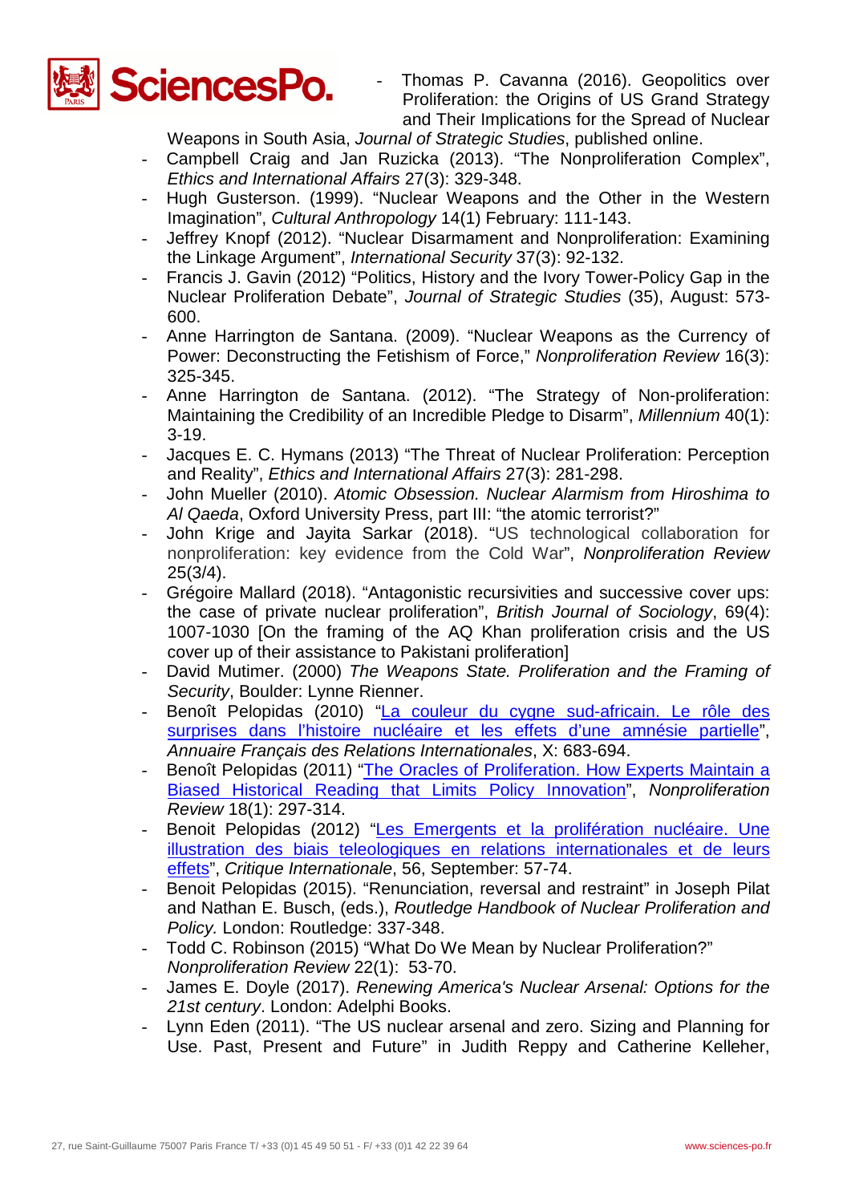- Thomas P. Cavanna (2016). Geopolitics over Proliferation: the Origins of US Grand Strategy and Their Implications for the Spread of Nuclear Weapons in South Asia, *Journal of Strategic Studies*, published online.
- Campbell Craig and Jan Ruzicka (2013). "The Nonproliferation Complex", *Ethics and International Affairs* 27(3): 329-348.
- Hugh Gusterson. (1999). "Nuclear Weapons and the Other in the Western Imagination", *Cultural Anthropology* 14(1) February: 111-143.
- Jeffrey Knopf (2012). "Nuclear Disarmament and Nonproliferation: Examining the Linkage Argument", *International Security* 37(3): 92-132.
- Francis J. Gavin (2012) "Politics, History and the Ivory Tower-Policy Gap in the Nuclear Proliferation Debate", *Journal of Strategic Studies* (35), August: 573-600.
- Anne Harrington de Santana. (2009). "Nuclear Weapons as the Currency of Power: Deconstructing the Fetishism of Force," *Nonproliferation Review* 16(3): 325-345.
- Anne Harrington de Santana. (2012). "The Strategy of Non-proliferation: Maintaining the Credibility of an Incredible Pledge to Disarm", *Millennium* 40(1): 3-19.
- Jacques E. C. Hymans (2013) "The Threat of Nuclear Proliferation: Perception and Reality", *Ethics and International Affairs* 27(3): 281-298.
- John Mueller (2010). *Atomic Obsession. Nuclear Alarmism from Hiroshima to Al Qaeda*, Oxford University Press, part III: "the atomic terrorist?"
- John Krige and Jayita Sarkar (2018). "US technological collaboration for nonproliferation: key evidence from the Cold War", *Nonproliferation Review* 25(3/4).
- Grégoire Mallard (2018). "Antagonistic recursivities and successive cover ups: the case of private nuclear proliferation", *British Journal of Sociology*, 69(4): 1007-1030 [On the framing of the AQ Khan proliferation crisis and the US cover up of their assistance to Pakistani proliferation]
- David Mutimer. (2000) *The Weapons State. Proliferation and the Framing of Security*, Boulder: Lynne Rienner.
- Benoît Pelopidas (2010) "La couleur du cygne sud-africain. Le rôle des surprises dans l'histoire nucléaire et les effets d'une amnésie partielle", *Annuaire Français des Relations Internationales*, X: 683-694.
- Benoît Pelopidas (2011) "The Oracles of Proliferation. How Experts Maintain a Biased Historical Reading that Limits Policy Innovation", *Nonproliferation Review* 18(1): 297-314.
- Benoit Pelopidas (2012) "Les Emergents et la prolifération nucléaire. Une illustration des biais teleologiques en relations internationales et de leurs effets", *Critique Internationale*, 56, September: 57-74.
- Benoit Pelopidas (2015). "Renunciation, reversal and restraint" in Joseph Pilat and Nathan E. Busch, (eds.), *Routledge Handbook of Nuclear Proliferation and Policy.* London: Routledge: 337-348.
- Todd C. Robinson (2015) "What Do We Mean by Nuclear Proliferation?" *Nonproliferation Review* 22(1): 53-70.
- James E. Doyle (2017). *Renewing America's Nuclear Arsenal: Options for the 21st century*. London: Adelphi Books.
- Lynn Eden (2011). "The US nuclear arsenal and zero. Sizing and Planning for Use. Past, Present and Future" in Judith Reppy and Catherine Kelleher,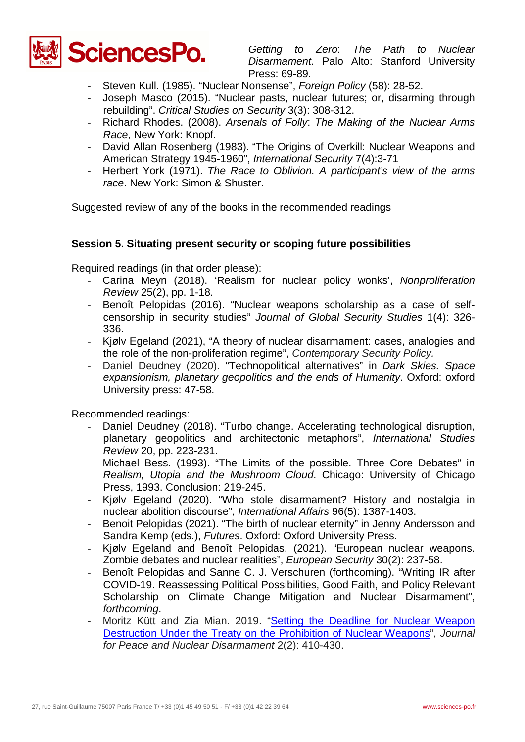*Getting to Zero*: *The Path to Nuclear Disarmament*. Palo Alto: Stanford University Press: 69-89.

- Steven Kull. (1985). "Nuclear Nonsense", *Foreign Policy* (58): 28-52.
- Joseph Masco (2015). "Nuclear pasts, nuclear futures; or, disarming through rebuilding". *Critical Studies on Security* 3(3): 308-312.
- Richard Rhodes. (2008). *Arsenals of Folly*: *The Making of the Nuclear Arms Race*, New York: Knopf.
- David Allan Rosenberg (1983). "The Origins of Overkill: Nuclear Weapons and American Strategy 1945-1960", *International Security* 7(4):3-71
- Herbert York (1971). *The Race to Oblivion. A participant's view of the arms race*. New York: Simon & Shuster.

Suggested review of any of the books in the recommended readings

**Session 5. Situating present security or scoping future possibilities**

Required readings (in that order please):

- Carina Meyn (2018). 'Realism for nuclear policy wonks', *Nonproliferation Review* 25(2), pp. 1-18.
- Benoît Pelopidas (2016). "Nuclear weapons scholarship as a case of self-censorship in security studies" *Journal of Global Security Studies* 1(4): 326-336.
- Kjølv Egeland (2021), "A theory of nuclear disarmament: cases, analogies and the role of the non-proliferation regime", *Contemporary Security Policy.*
- Daniel Deudney (2020). "Technopolitical alternatives" in *Dark Skies. Space expansionism, planetary geopolitics and the ends of Humanity*. Oxford: oxford University press: 47-58.

Recommended readings:

- Daniel Deudney (2018). "Turbo change. Accelerating technological disruption, planetary geopolitics and architectonic metaphors", *International Studies Review* 20, pp. 223-231.
- Michael Bess. (1993). "The Limits of the possible. Three Core Debates" in *Realism, Utopia and the Mushroom Cloud*. Chicago: University of Chicago Press, 1993. Conclusion: 219-245.
- Kjølv Egeland (2020). "Who stole disarmament? History and nostalgia in nuclear abolition discourse", *International Affairs* 96(5): 1387-1403.
- Benoit Pelopidas (2021). "The birth of nuclear eternity" in Jenny Andersson and Sandra Kemp (eds.), *Futures*. Oxford: Oxford University Press.
- Kjølv Egeland and Benoît Pelopidas. (2021). "European nuclear weapons. Zombie debates and nuclear realities", *European Security* 30(2): 237-58.
- Benoît Pelopidas and Sanne C. J. Verschuren (forthcoming). "Writing IR after COVID-19. Reassessing Political Possibilities, Good Faith, and Policy Relevant Scholarship on Climate Change Mitigation and Nuclear Disarmament", *forthcoming*.
- Moritz Kütt and Zia Mian. 2019. "Setting the Deadline for Nuclear Weapon Destruction Under the Treaty on the Prohibition of Nuclear Weapons", *Journal for Peace and Nuclear Disarmament* 2(2): 410-430.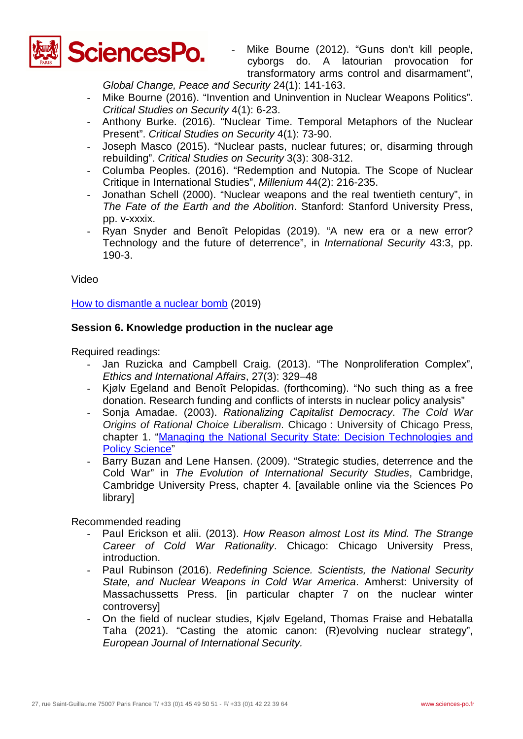- Mike Bourne (2012). "Guns don't kill people, cyborgs do. A latourian provocation for transformatory arms control and disarmament", *Global Change, Peace and Security* 24(1): 141-163.
- Mike Bourne (2016). "Invention and Uninvention in Nuclear Weapons Politics". *Critical Studies on Security* 4(1): 6-23.
- Anthony Burke. (2016). "Nuclear Time. Temporal Metaphors of the Nuclear Present". *Critical Studies on Security* 4(1): 73-90.
- Joseph Masco (2015). "Nuclear pasts, nuclear futures; or, disarming through rebuilding". *Critical Studies on Security* 3(3): 308-312.
- Columba Peoples. (2016). "Redemption and Nutopia. The Scope of Nuclear Critique in International Studies", *Millenium* 44(2): 216-235.
- Jonathan Schell (2000). "Nuclear weapons and the real twentieth century", in *The Fate of the Earth and the Abolition*. Stanford: Stanford University Press, pp. v-xxxix.
- Ryan Snyder and Benoît Pelopidas (2019). "A new era or a new error? Technology and the future of deterrence", in *International Security* 43:3, pp. 190-3.

Video

[How to dismantle a nuclear bomb](#) (2019)

**Session 6. Knowledge production in the nuclear age**

Required readings:

- Jan Ruzicka and Campbell Craig. (2013). "The Nonproliferation Complex", *Ethics and International Affairs*, 27(3): 329–48
- Kjølv Egeland and Benoît Pelopidas. (forthcoming). "No such thing as a free donation. Research funding and conflicts of intersts in nuclear policy analysis"
- Sonja Amadae. (2003). *Rationalizing Capitalist Democracy*. *The Cold War Origins of Rational Choice Liberalism*. Chicago : University of Chicago Press, chapter 1. "[Managing the National Security State: Decision Technologies and Policy Science](#)"
- Barry Buzan and Lene Hansen. (2009). "Strategic studies, deterrence and the Cold War" in *The Evolution of International Security Studies*, Cambridge, Cambridge University Press, chapter 4. [available online via the Sciences Po library]

Recommended reading

- Paul Erickson et alii. (2013). *How Reason almost Lost its Mind. The Strange Career of Cold War Rationality*. Chicago: Chicago University Press, introduction.
- Paul Rubinson (2016). *Redefining Science. Scientists, the National Security State, and Nuclear Weapons in Cold War America*. Amherst: University of Massachussetts Press. [in particular chapter 7 on the nuclear winter controversy]
- On the field of nuclear studies, Kjølv Egeland, Thomas Fraise and Hebatalla Taha (2021). "Casting the atomic canon: (R)evolving nuclear strategy", *European Journal of International Security.*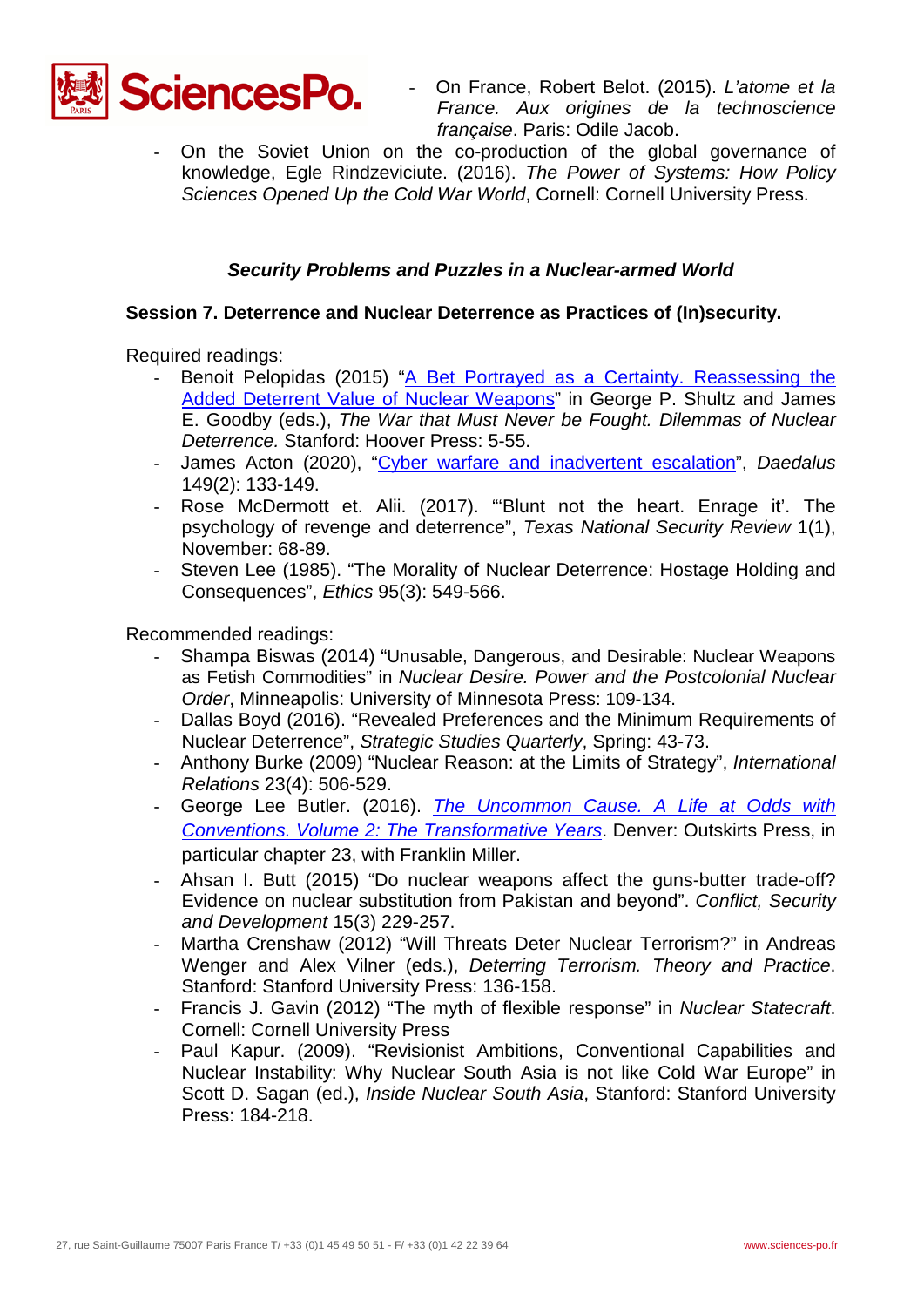- On France, Robert Belot. (2015). *L'atome et la France. Aux origines de la technoscience française*. Paris: Odile Jacob.
- On the Soviet Union on the co-production of the global governance of knowledge, Egle Rindzeviciute. (2016). *The Power of Systems: How Policy Sciences Opened Up the Cold War World*, Cornell: Cornell University Press.

### *Security Problems and Puzzles in a Nuclear-armed World*

**Session 7. Deterrence and Nuclear Deterrence as Practices of (In)security.**

Required readings:

- Benoit Pelopidas (2015) "A Bet Portrayed as a Certainty. Reassessing the Added Deterrent Value of Nuclear Weapons" in George P. Shultz and James E. Goodby (eds.), *The War that Must Never be Fought. Dilemmas of Nuclear Deterrence.* Stanford: Hoover Press: 5-55.
- James Acton (2020), "Cyber warfare and inadvertent escalation", *Daedalus* 149(2): 133-149.
- Rose McDermott et. Alii. (2017). "'Blunt not the heart. Enrage it'. The psychology of revenge and deterrence", *Texas National Security Review* 1(1), November: 68-89.
- Steven Lee (1985). "The Morality of Nuclear Deterrence: Hostage Holding and Consequences", *Ethics* 95(3): 549-566.

Recommended readings:

- Shampa Biswas (2014) "Unusable, Dangerous, and Desirable: Nuclear Weapons as Fetish Commodities" in *Nuclear Desire. Power and the Postcolonial Nuclear Order*, Minneapolis: University of Minnesota Press: 109-134.
- Dallas Boyd (2016). "Revealed Preferences and the Minimum Requirements of Nuclear Deterrence", *Strategic Studies Quarterly*, Spring: 43-73.
- Anthony Burke (2009) "Nuclear Reason: at the Limits of Strategy", *International Relations* 23(4): 506-529.
- George Lee Butler. (2016). *The Uncommon Cause. A Life at Odds with Conventions. Volume 2: The Transformative Years*. Denver: Outskirts Press, in particular chapter 23, with Franklin Miller.
- Ahsan I. Butt (2015) "Do nuclear weapons affect the guns-butter trade-off? Evidence on nuclear substitution from Pakistan and beyond". *Conflict, Security and Development* 15(3) 229-257.
- Martha Crenshaw (2012) "Will Threats Deter Nuclear Terrorism?" in Andreas Wenger and Alex Vilner (eds.), *Deterring Terrorism. Theory and Practice*. Stanford: Stanford University Press: 136-158.
- Francis J. Gavin (2012) "The myth of flexible response" in *Nuclear Statecraft*. Cornell: Cornell University Press
- Paul Kapur. (2009). "Revisionist Ambitions, Conventional Capabilities and Nuclear Instability: Why Nuclear South Asia is not like Cold War Europe" in Scott D. Sagan (ed.), *Inside Nuclear South Asia*, Stanford: Stanford University Press: 184-218.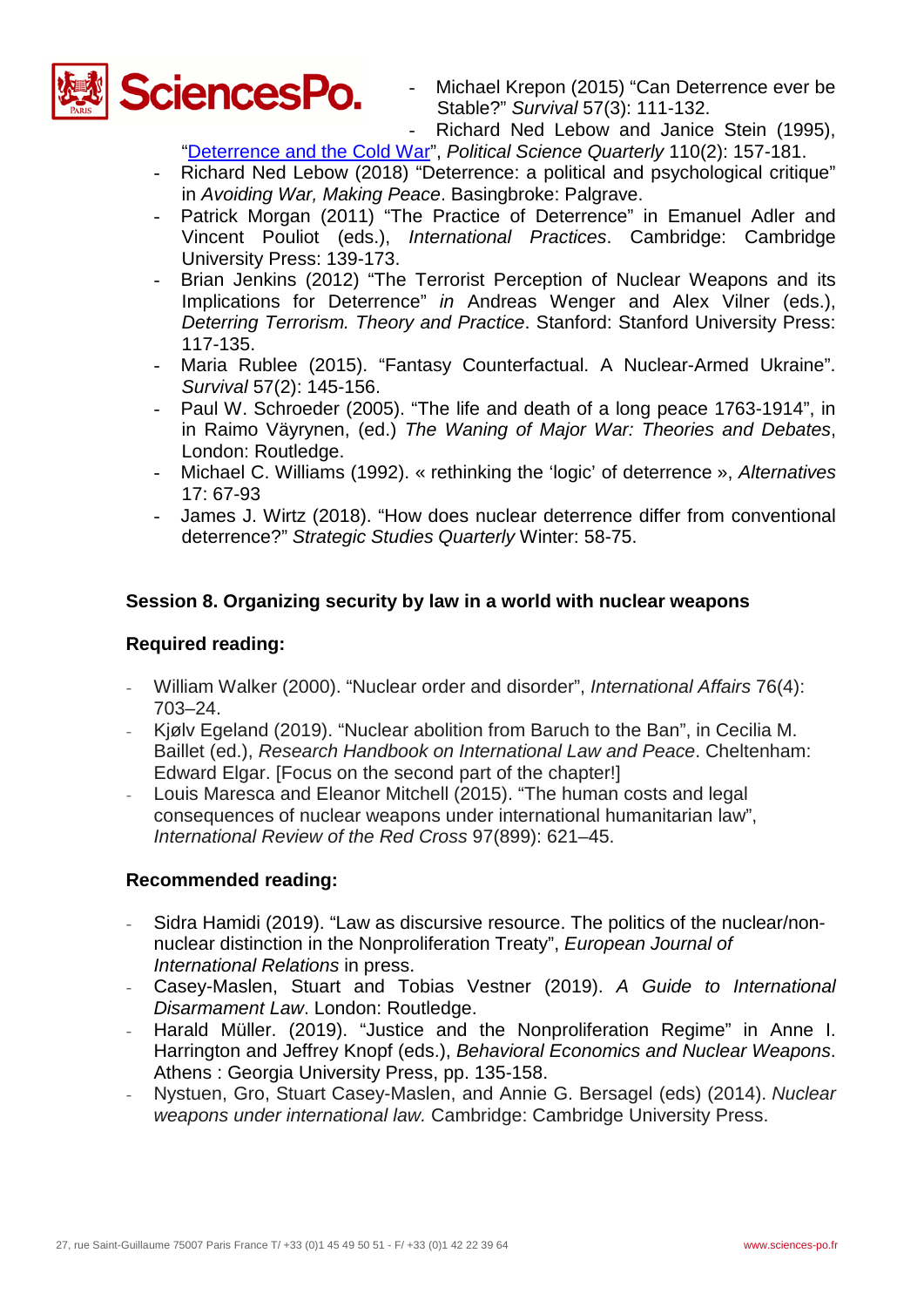- Michael Krepon (2015) "Can Deterrence ever be Stable?" *Survival* 57(3): 111-132.
- Richard Ned Lebow and Janice Stein (1995), "Deterrence and the Cold War", *Political Science Quarterly* 110(2): 157-181.
- Richard Ned Lebow (2018) "Deterrence: a political and psychological critique" in *Avoiding War, Making Peace*. Basingbroke: Palgrave.
- Patrick Morgan (2011) "The Practice of Deterrence" in Emanuel Adler and Vincent Pouliot (eds.), *International Practices*. Cambridge: Cambridge University Press: 139-173.
- Brian Jenkins (2012) "The Terrorist Perception of Nuclear Weapons and its Implications for Deterrence" *in* Andreas Wenger and Alex Vilner (eds.), *Deterring Terrorism. Theory and Practice*. Stanford: Stanford University Press: 117-135.
- Maria Rublee (2015). "Fantasy Counterfactual. A Nuclear-Armed Ukraine". *Survival* 57(2): 145-156.
- Paul W. Schroeder (2005). "The life and death of a long peace 1763-1914", in in Raimo Väyrynen, (ed.) *The Waning of Major War: Theories and Debates*, London: Routledge.
- Michael C. Williams (1992). « rethinking the 'logic' of deterrence », *Alternatives* 17: 67-93
- James J. Wirtz (2018). "How does nuclear deterrence differ from conventional deterrence?" *Strategic Studies Quarterly* Winter: 58-75.

### Session 8. Organizing security by law in a world with nuclear weapons

**Required reading:**

- William Walker (2000). "Nuclear order and disorder", *International Affairs* 76(4): 703–24.
- Kjølv Egeland (2019). "Nuclear abolition from Baruch to the Ban", in Cecilia M. Baillet (ed.), *Research Handbook on International Law and Peace*. Cheltenham: Edward Elgar. [Focus on the second part of the chapter!]
- Louis Maresca and Eleanor Mitchell (2015). "The human costs and legal consequences of nuclear weapons under international humanitarian law", *International Review of the Red Cross* 97(899): 621–45.

**Recommended reading:**

- Sidra Hamidi (2019). "Law as discursive resource. The politics of the nuclear/non-nuclear distinction in the Nonproliferation Treaty", *European Journal of International Relations* in press.
- Casey-Maslen, Stuart and Tobias Vestner (2019). *A Guide to International Disarmament Law*. London: Routledge.
- Harald Müller. (2019). "Justice and the Nonproliferation Regime" in Anne I. Harrington and Jeffrey Knopf (eds.), *Behavioral Economics and Nuclear Weapons*. Athens : Georgia University Press, pp. 135-158.
- Nystuen, Gro, Stuart Casey-Maslen, and Annie G. Bersagel (eds) (2014). *Nuclear weapons under international law.* Cambridge: Cambridge University Press.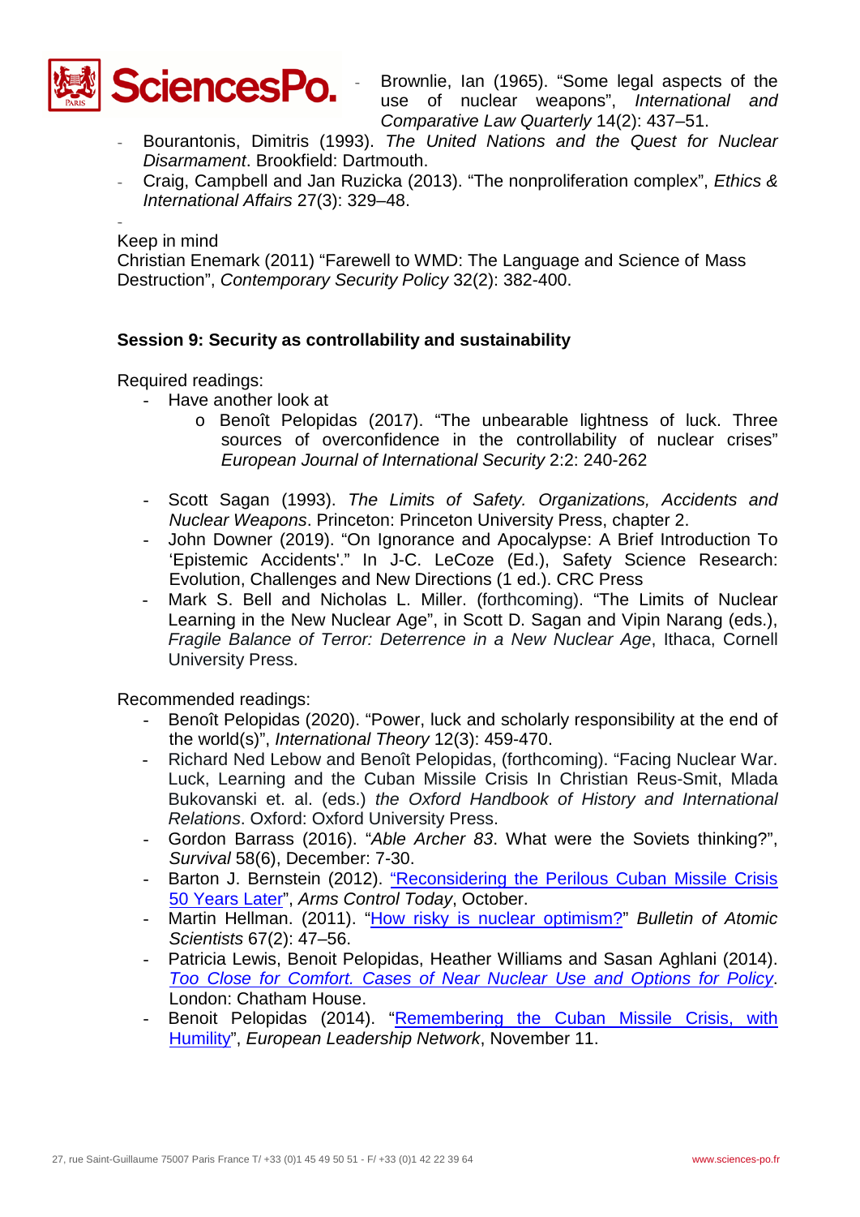- Brownlie, Ian (1965). "Some legal aspects of the use of nuclear weapons", *International and Comparative Law Quarterly* 14(2): 437–51.
- Bourantonis, Dimitris (1993). *The United Nations and the Quest for Nuclear Disarmament*. Brookfield: Dartmouth.
- Craig, Campbell and Jan Ruzicka (2013). "The nonproliferation complex", *Ethics & International Affairs* 27(3): 329–48.
-

Keep in mind
Christian Enemark (2011) "Farewell to WMD: The Language and Science of Mass Destruction", *Contemporary Security Policy* 32(2): 382-400.

**Session 9: Security as controllability and sustainability**

Required readings:

- Have another look at
    - Benoît Pelopidas (2017). "The unbearable lightness of luck. Three sources of overconfidence in the controllability of nuclear crises" *European Journal of International Security* 2:2: 240-262
- Scott Sagan (1993). *The Limits of Safety. Organizations, Accidents and Nuclear Weapons*. Princeton: Princeton University Press, chapter 2.
- John Downer (2019). "On Ignorance and Apocalypse: A Brief Introduction To 'Epistemic Accidents'." In J-C. LeCoze (Ed.), Safety Science Research: Evolution, Challenges and New Directions (1 ed.). CRC Press
- Mark S. Bell and Nicholas L. Miller. (forthcoming). "The Limits of Nuclear Learning in the New Nuclear Age", in Scott D. Sagan and Vipin Narang (eds.), *Fragile Balance of Terror: Deterrence in a New Nuclear Age*, Ithaca, Cornell University Press.

Recommended readings:

- Benoît Pelopidas (2020). "Power, luck and scholarly responsibility at the end of the world(s)", *International Theory* 12(3): 459-470.
- Richard Ned Lebow and Benoît Pelopidas, (forthcoming). "Facing Nuclear War. Luck, Learning and the Cuban Missile Crisis In Christian Reus-Smit, Mlada Bukovanski et. al. (eds.) *the Oxford Handbook of History and International Relations*. Oxford: Oxford University Press.
- Gordon Barrass (2016). "*Able Archer 83*. What were the Soviets thinking?", *Survival* 58(6), December: 7-30.
- Barton J. Bernstein (2012). "Reconsidering the Perilous Cuban Missile Crisis 50 Years Later", *Arms Control Today*, October.
- Martin Hellman. (2011). "How risky is nuclear optimism?" *Bulletin of Atomic Scientists* 67(2): 47–56.
- Patricia Lewis, Benoit Pelopidas, Heather Williams and Sasan Aghlani (2014). *Too Close for Comfort. Cases of Near Nuclear Use and Options for Policy*. London: Chatham House.
- Benoit Pelopidas (2014). "Remembering the Cuban Missile Crisis, with Humility", *European Leadership Network*, November 11.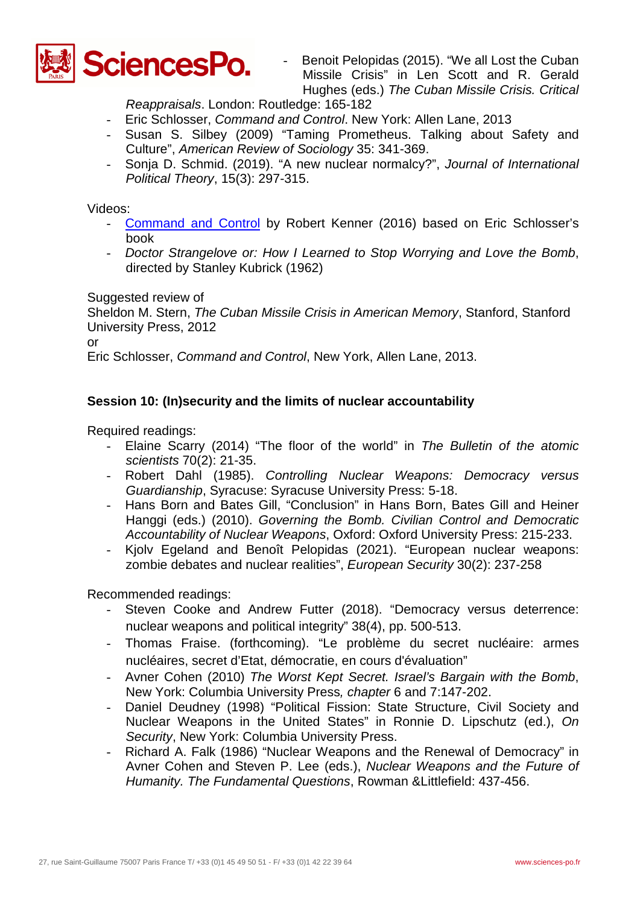- Benoit Pelopidas (2015). "We all Lost the Cuban Missile Crisis" in Len Scott and R. Gerald Hughes (eds.) *The Cuban Missile Crisis. Critical Reappraisals*. London: Routledge: 165-182
- Eric Schlosser, *Command and Control*. New York: Allen Lane, 2013
- Susan S. Silbey (2009) "Taming Prometheus. Talking about Safety and Culture", *American Review of Sociology* 35: 341-369.
- Sonja D. Schmid. (2019). "A new nuclear normalcy?", *Journal of International Political Theory*, 15(3): 297-315.

Videos:

- Command and Control by Robert Kenner (2016) based on Eric Schlosser's book
- *Doctor Strangelove or: How I Learned to Stop Worrying and Love the Bomb*, directed by Stanley Kubrick (1962)

Suggested review of
Sheldon M. Stern, *The Cuban Missile Crisis in American Memory*, Stanford, Stanford University Press, 2012
or
Eric Schlosser, *Command and Control*, New York, Allen Lane, 2013.

**Session 10: (In)security and the limits of nuclear accountability**

Required readings:

- Elaine Scarry (2014) "The floor of the world" in *The Bulletin of the atomic scientists* 70(2): 21-35.
- Robert Dahl (1985). *Controlling Nuclear Weapons: Democracy versus Guardianship*, Syracuse: Syracuse University Press: 5-18.
- Hans Born and Bates Gill, "Conclusion" in Hans Born, Bates Gill and Heiner Hanggi (eds.) (2010). *Governing the Bomb. Civilian Control and Democratic Accountability of Nuclear Weapons*, Oxford: Oxford University Press: 215-233.
- Kjolv Egeland and Benoît Pelopidas (2021). "European nuclear weapons: zombie debates and nuclear realities", *European Security* 30(2): 237-258

Recommended readings:

- Steven Cooke and Andrew Futter (2018). "Democracy versus deterrence: nuclear weapons and political integrity" 38(4), pp. 500-513.
- Thomas Fraise. (forthcoming). "Le problème du secret nucléaire: armes nucléaires, secret d'Etat, démocratie, en cours d'évaluation"
- Avner Cohen (2010) *The Worst Kept Secret. Israel's Bargain with the Bomb*, New York: Columbia University Press*, chapter* 6 and 7:147-202.
- Daniel Deudney (1998) "Political Fission: State Structure, Civil Society and Nuclear Weapons in the United States" in Ronnie D. Lipschutz (ed.), *On Security*, New York: Columbia University Press.
- Richard A. Falk (1986) "Nuclear Weapons and the Renewal of Democracy" in Avner Cohen and Steven P. Lee (eds.), *Nuclear Weapons and the Future of Humanity. The Fundamental Questions*, Rowman &Littlefield: 437-456.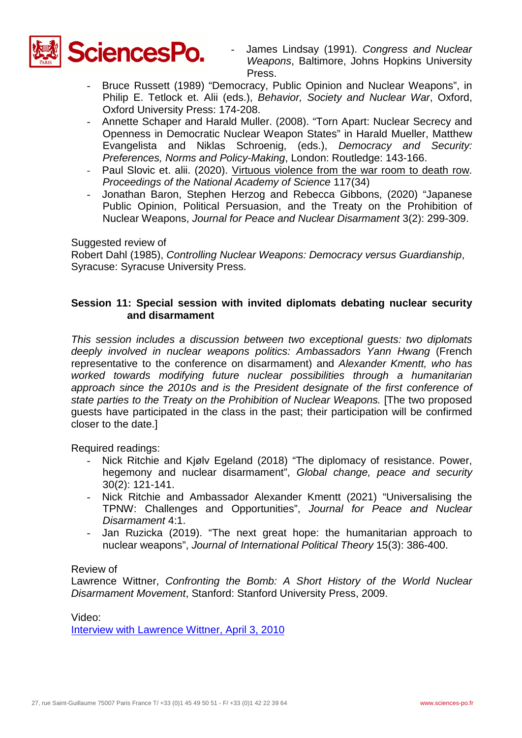- James Lindsay (1991). *Congress and Nuclear Weapons*, Baltimore, Johns Hopkins University Press.
- Bruce Russett (1989) "Democracy, Public Opinion and Nuclear Weapons", in Philip E. Tetlock et. Alii (eds.), *Behavior, Society and Nuclear War*, Oxford, Oxford University Press: 174-208.
- Annette Schaper and Harald Muller. (2008). "Torn Apart: Nuclear Secrecy and Openness in Democratic Nuclear Weapon States" in Harald Mueller, Matthew Evangelista and Niklas Schroenig, (eds.), *Democracy and Security: Preferences, Norms and Policy-Making*, London: Routledge: 143-166.
- Paul Slovic et. alii. (2020). Virtuous violence from the war room to death row. *Proceedings of the National Academy of Science* 117(34)
- Jonathan Baron, Stephen Herzog and Rebecca Gibbons, (2020) "Japanese Public Opinion, Political Persuasion, and the Treaty on the Prohibition of Nuclear Weapons, *Journal for Peace and Nuclear Disarmament* 3(2): 299-309.

Suggested review of
Robert Dahl (1985), *Controlling Nuclear Weapons: Democracy versus Guardianship*, Syracuse: Syracuse University Press.

**Session 11: Special session with invited diplomats debating nuclear security and disarmament**

*This session includes a discussion between two exceptional guests: two diplomats deeply involved in nuclear weapons politics: Ambassadors Yann Hwang* (French representative to the conference on disarmament) and *Alexander Kmentt, who has worked towards modifying future nuclear possibilities through a humanitarian approach since the 2010s and is the President designate of the first conference of state parties to the Treaty on the Prohibition of Nuclear Weapons.* [The two proposed guests have participated in the class in the past; their participation will be confirmed closer to the date.]

Required readings:
- Nick Ritchie and Kjølv Egeland (2018) "The diplomacy of resistance. Power, hegemony and nuclear disarmament", *Global change, peace and security* 30(2): 121-141.
- Nick Ritchie and Ambassador Alexander Kmentt (2021) "Universalising the TPNW: Challenges and Opportunities", *Journal for Peace and Nuclear Disarmament* 4:1.
- Jan Ruzicka (2019). "The next great hope: the humanitarian approach to nuclear weapons", *Journal of International Political Theory* 15(3): 386-400.

Review of
Lawrence Wittner, *Confronting the Bomb: A Short History of the World Nuclear Disarmament Movement*, Stanford: Stanford University Press, 2009.

Video:
Interview with Lawrence Wittner, April 3, 2010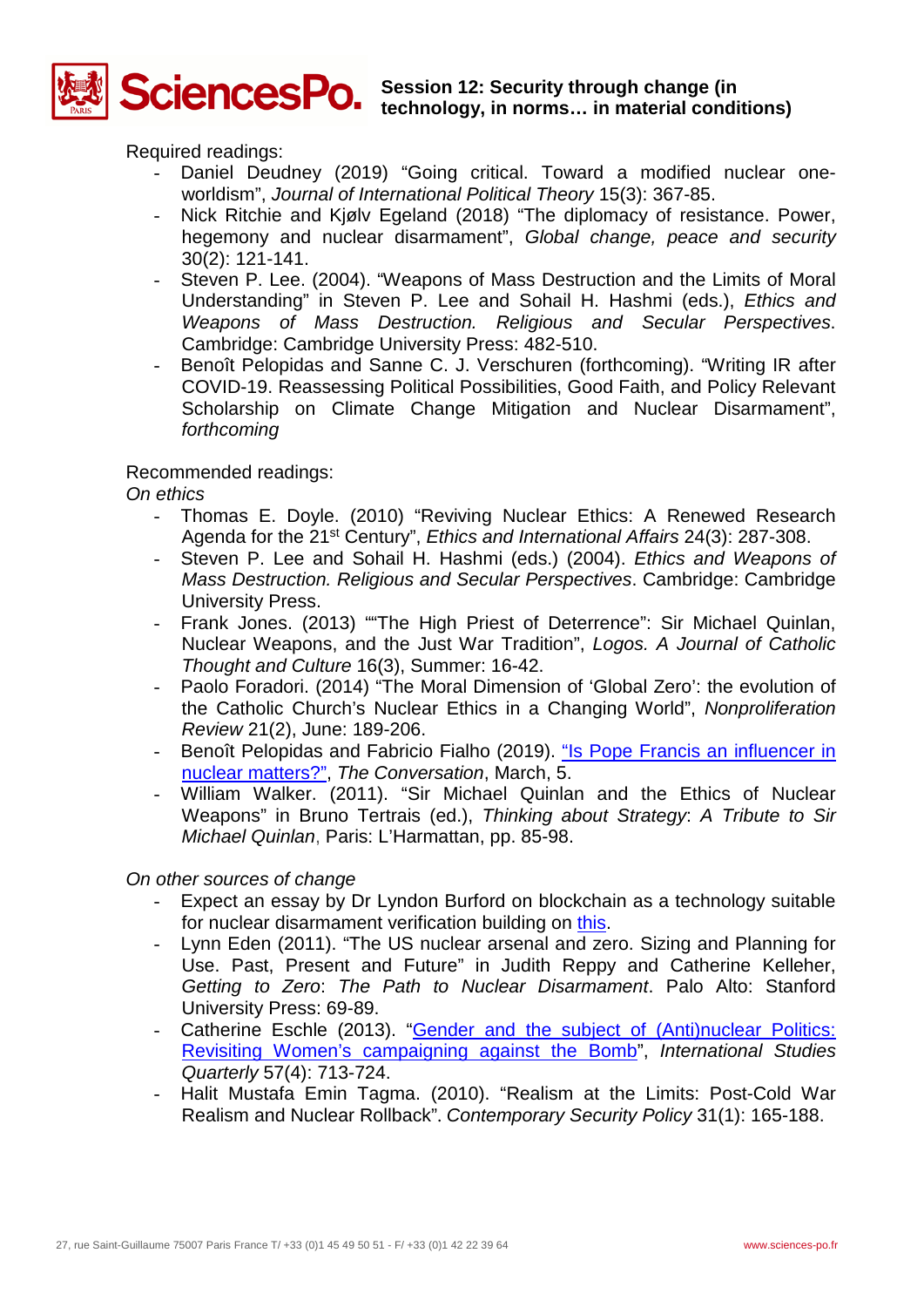## Session 12: Security through change (in technology, in norms… in material conditions)

Required readings:

- Daniel Deudney (2019) "Going critical. Toward a modified nuclear one-worldism", *Journal of International Political Theory* 15(3): 367-85.
- Nick Ritchie and Kjølv Egeland (2018) "The diplomacy of resistance. Power, hegemony and nuclear disarmament", *Global change, peace and security* 30(2): 121-141.
- Steven P. Lee. (2004). "Weapons of Mass Destruction and the Limits of Moral Understanding" in Steven P. Lee and Sohail H. Hashmi (eds.), *Ethics and Weapons of Mass Destruction. Religious and Secular Perspectives*. Cambridge: Cambridge University Press: 482-510.
- Benoît Pelopidas and Sanne C. J. Verschuren (forthcoming). "Writing IR after COVID-19. Reassessing Political Possibilities, Good Faith, and Policy Relevant Scholarship on Climate Change Mitigation and Nuclear Disarmament", *forthcoming*

Recommended readings:

*On ethics*

- Thomas E. Doyle. (2010) "Reviving Nuclear Ethics: A Renewed Research Agenda for the 21st Century", *Ethics and International Affairs* 24(3): 287-308.
- Steven P. Lee and Sohail H. Hashmi (eds.) (2004). *Ethics and Weapons of Mass Destruction. Religious and Secular Perspectives*. Cambridge: Cambridge University Press.
- Frank Jones. (2013) ""The High Priest of Deterrence": Sir Michael Quinlan, Nuclear Weapons, and the Just War Tradition", *Logos. A Journal of Catholic Thought and Culture* 16(3), Summer: 16-42.
- Paolo Foradori. (2014) "The Moral Dimension of 'Global Zero': the evolution of the Catholic Church's Nuclear Ethics in a Changing World", *Nonproliferation Review* 21(2), June: 189-206.
- Benoît Pelopidas and Fabricio Fialho (2019). "Is Pope Francis an influencer in nuclear matters?", *The Conversation*, March, 5.
- William Walker. (2011). "Sir Michael Quinlan and the Ethics of Nuclear Weapons" in Bruno Tertrais (ed.), *Thinking about Strategy*: *A Tribute to Sir Michael Quinlan*, Paris: L'Harmattan, pp. 85-98.

*On other sources of change*

- Expect an essay by Dr Lyndon Burford on blockchain as a technology suitable for nuclear disarmament verification building on this.
- Lynn Eden (2011). "The US nuclear arsenal and zero. Sizing and Planning for Use. Past, Present and Future" in Judith Reppy and Catherine Kelleher, *Getting to Zero*: *The Path to Nuclear Disarmament*. Palo Alto: Stanford University Press: 69-89.
- Catherine Eschle (2013). "Gender and the subject of (Anti)nuclear Politics: Revisiting Women's campaigning against the Bomb", *International Studies Quarterly* 57(4): 713-724.
- Halit Mustafa Emin Tagma. (2010). "Realism at the Limits: Post-Cold War Realism and Nuclear Rollback". *Contemporary Security Policy* 31(1): 165-188.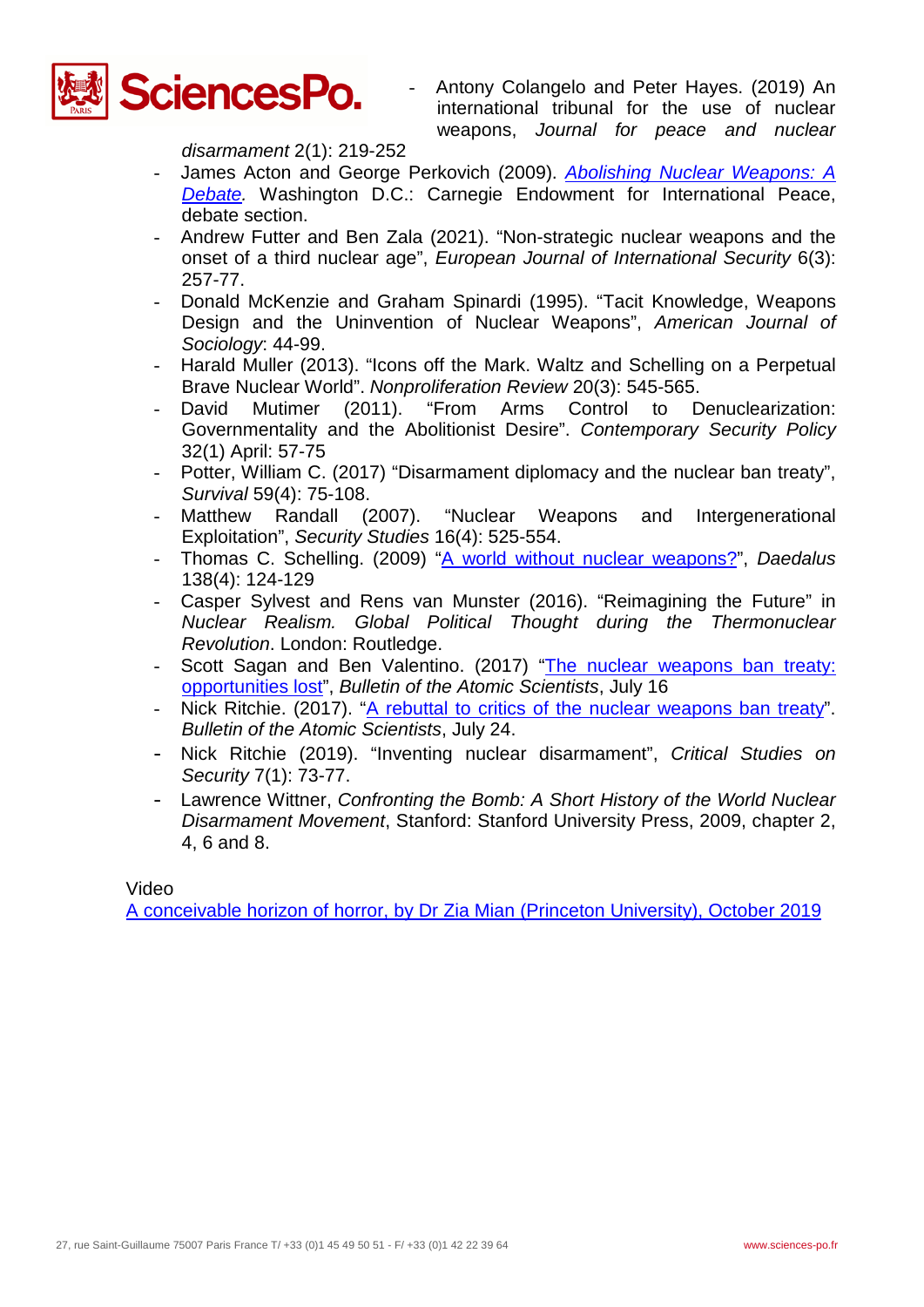- Antony Colangelo and Peter Hayes. (2019) An international tribunal for the use of nuclear weapons, *Journal for peace and nuclear disarmament* 2(1): 219-252
- James Acton and George Perkovich (2009). *Abolishing Nuclear Weapons: A Debate.* Washington D.C.: Carnegie Endowment for International Peace, debate section.
- Andrew Futter and Ben Zala (2021). "Non-strategic nuclear weapons and the onset of a third nuclear age", *European Journal of International Security* 6(3): 257-77.
- Donald McKenzie and Graham Spinardi (1995). "Tacit Knowledge, Weapons Design and the Uninvention of Nuclear Weapons", *American Journal of Sociology*: 44-99.
- Harald Muller (2013). "Icons off the Mark. Waltz and Schelling on a Perpetual Brave Nuclear World". *Nonproliferation Review* 20(3): 545-565.
- David Mutimer (2011). "From Arms Control to Denuclearization: Governmentality and the Abolitionist Desire". *Contemporary Security Policy* 32(1) April: 57-75
- Potter, William C. (2017) "Disarmament diplomacy and the nuclear ban treaty", *Survival* 59(4): 75-108.
- Matthew Randall (2007). "Nuclear Weapons and Intergenerational Exploitation", *Security Studies* 16(4): 525-554.
- Thomas C. Schelling. (2009) "A world without nuclear weapons?", *Daedalus* 138(4): 124-129
- Casper Sylvest and Rens van Munster (2016). "Reimagining the Future" in *Nuclear Realism. Global Political Thought during the Thermonuclear Revolution*. London: Routledge.
- Scott Sagan and Ben Valentino. (2017) "The nuclear weapons ban treaty: opportunities lost", *Bulletin of the Atomic Scientists*, July 16
- Nick Ritchie. (2017). "A rebuttal to critics of the nuclear weapons ban treaty". *Bulletin of the Atomic Scientists*, July 24.
- Nick Ritchie (2019). "Inventing nuclear disarmament", *Critical Studies on Security* 7(1): 73-77.
- Lawrence Wittner, *Confronting the Bomb: A Short History of the World Nuclear Disarmament Movement*, Stanford: Stanford University Press, 2009, chapter 2, 4, 6 and 8.

Video

A conceivable horizon of horror, by Dr Zia Mian (Princeton University), October 2019